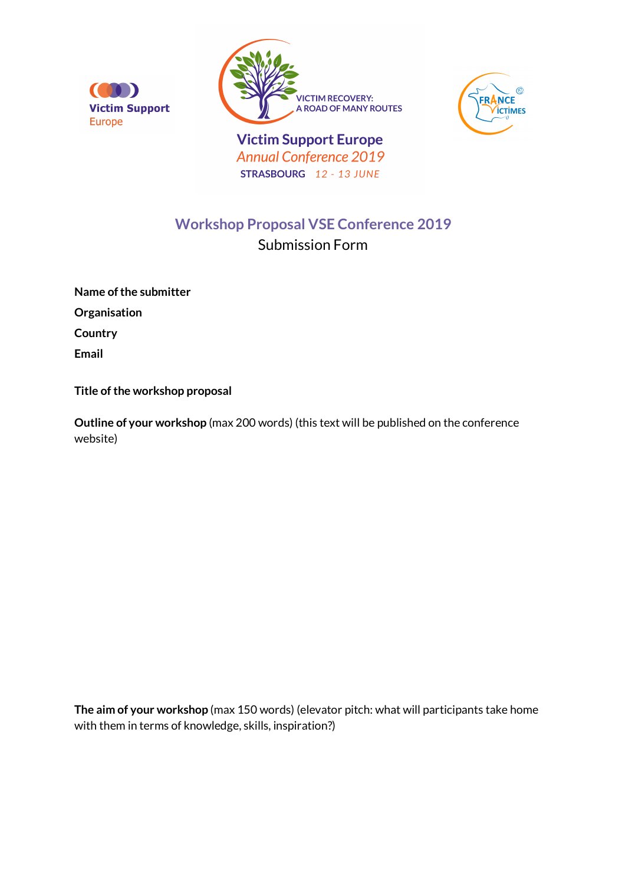Victim Support Europe

VICTIM RECOVERY: A ROAD OF MANY ROUTES

Victim Support Europe
*Annual Conference 2019*
STRASBOURG *12 - 13 JUNE*

FRANCE VICTIMES

## Workshop Proposal VSE Conference 2019

Submission Form

**Name of the submitter**

**Organisation**

**Country**

**Email**

**Title of the workshop proposal**

**Outline of your workshop** (max 200 words) (this text will be published on the conference website)

**The aim of your workshop** (max 150 words) (elevator pitch: what will participants take home with them in terms of knowledge, skills, inspiration?)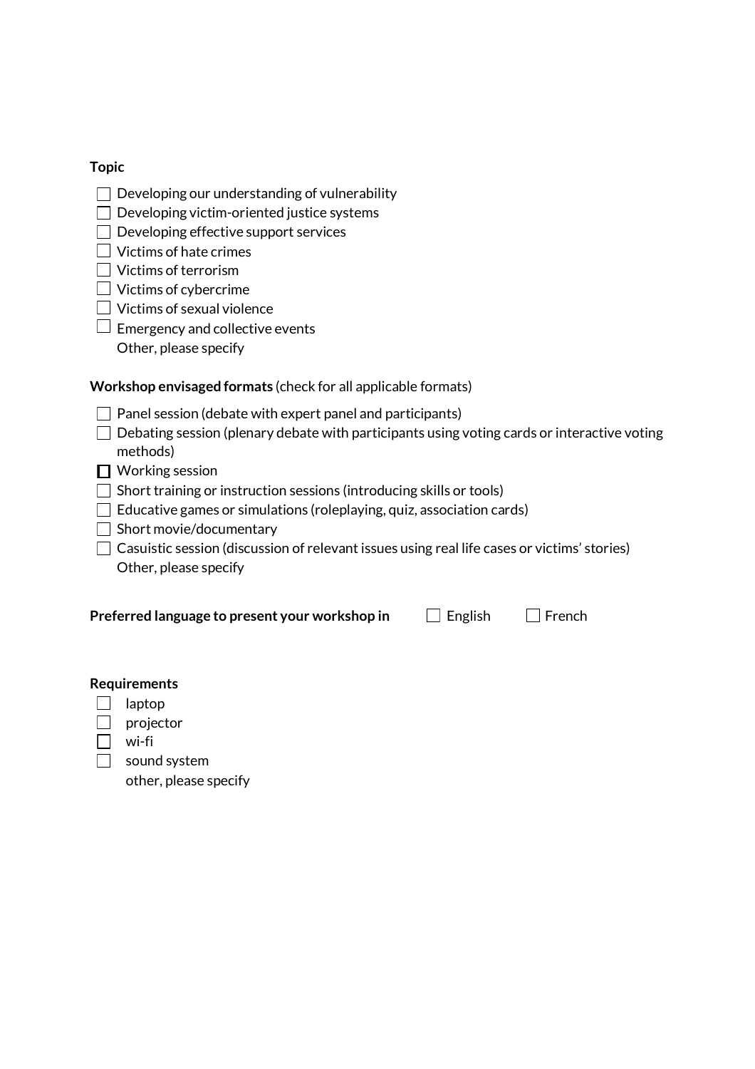**Topic**

- ☐ Developing our understanding of vulnerability
- ☐ Developing victim-oriented justice systems
- ☐ Developing effective support services
- ☐ Victims of hate crimes
- ☐ Victims of terrorism
- ☐ Victims of cybercrime
- ☐ Victims of sexual violence
- ☐ Emergency and collective events
- Other, please specify

**Workshop envisaged formats** (check for all applicable formats)

- ☐ Panel session (debate with expert panel and participants)
- ☐ Debating session (plenary debate with participants using voting cards or interactive voting methods)
- ☐ Working session
- ☐ Short training or instruction sessions (introducing skills or tools)
- ☐ Educative games or simulations (roleplaying, quiz, association cards)
- ☐ Short movie/documentary
- ☐ Casuistic session (discussion of relevant issues using real life cases or victims' stories)
- Other, please specify

**Preferred language to present your workshop in** ☐ English ☐ French

**Requirements**

- ☐ laptop
- ☐ projector
- ☐ wi-fi
- ☐ sound system
- other, please specify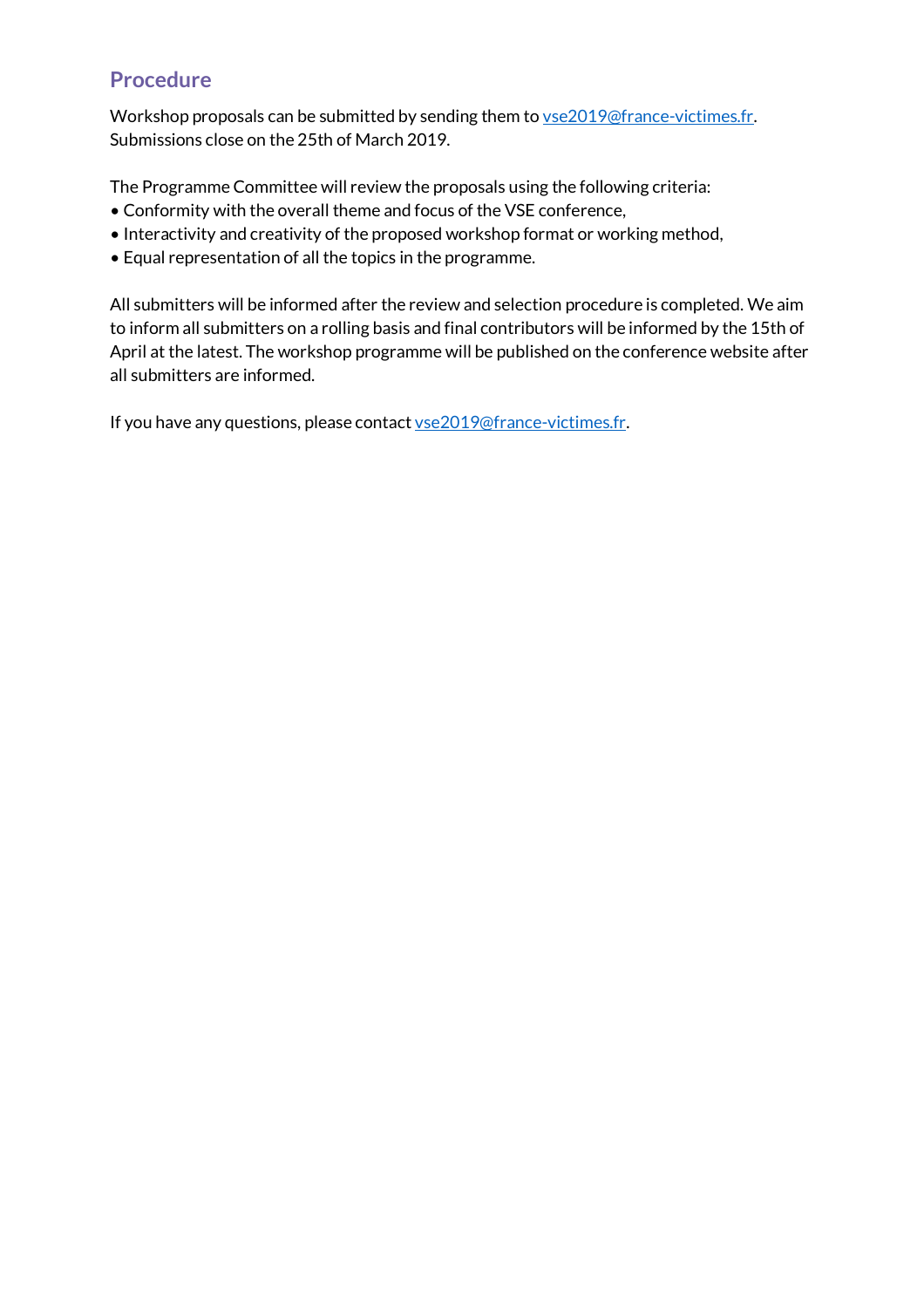## Procedure

Workshop proposals can be submitted by sending them to vse2019@france-victimes.fr. Submissions close on the 25th of March 2019.

The Programme Committee will review the proposals using the following criteria:
- Conformity with the overall theme and focus of the VSE conference,
- Interactivity and creativity of the proposed workshop format or working method,
- Equal representation of all the topics in the programme.

All submitters will be informed after the review and selection procedure is completed. We aim to inform all submitters on a rolling basis and final contributors will be informed by the 15th of April at the latest. The workshop programme will be published on the conference website after all submitters are informed.

If you have any questions, please contact vse2019@france-victimes.fr.